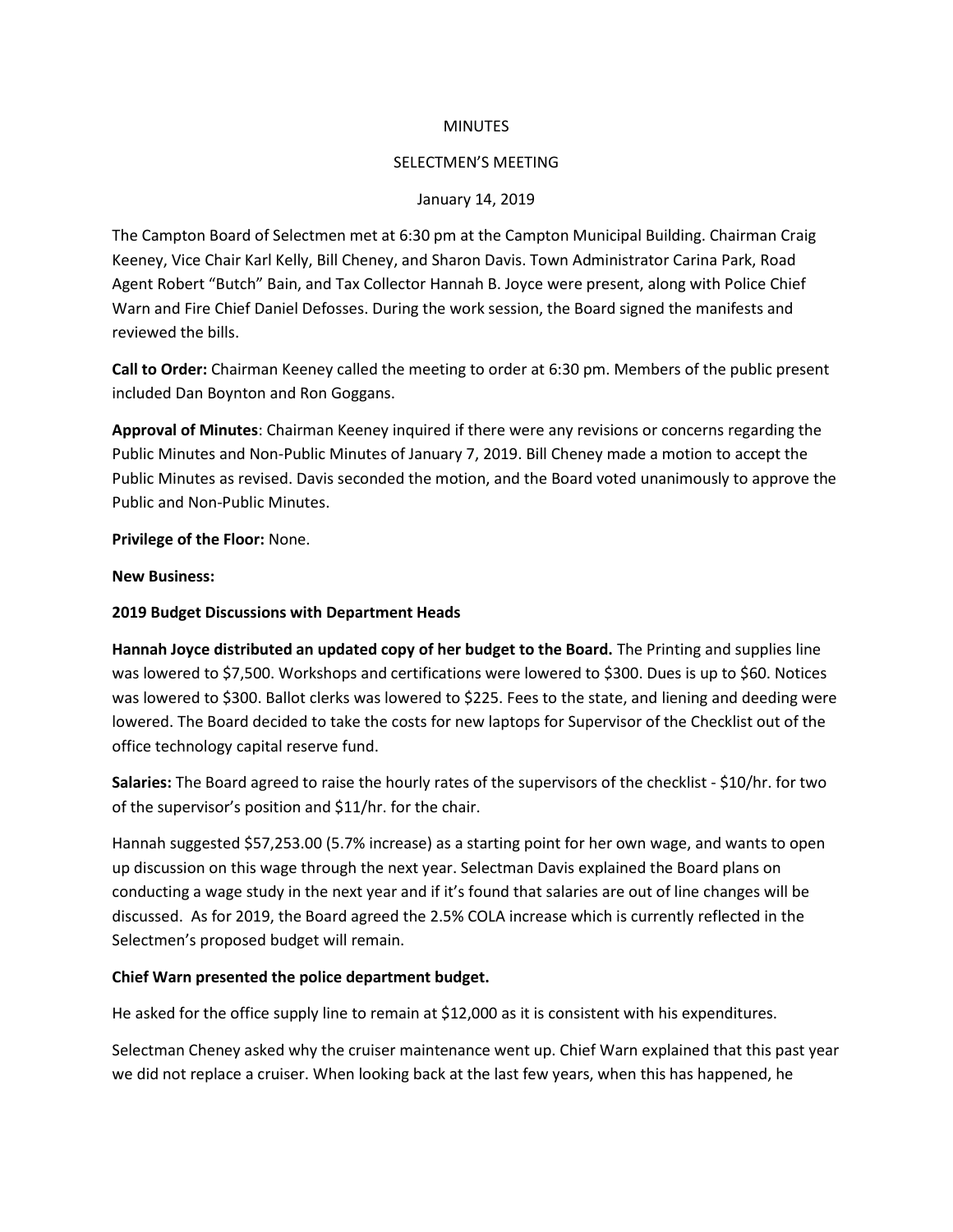MINUTES

SELECTMEN'S MEETING

January 14, 2019

The Campton Board of Selectmen met at 6:30 pm at the Campton Municipal Building. Chairman Craig Keeney, Vice Chair Karl Kelly, Bill Cheney, and Sharon Davis. Town Administrator Carina Park, Road Agent Robert "Butch" Bain, and Tax Collector Hannah B. Joyce were present, along with Police Chief Warn and Fire Chief Daniel Defosses. During the work session, the Board signed the manifests and reviewed the bills.

**Call to Order:** Chairman Keeney called the meeting to order at 6:30 pm. Members of the public present included Dan Boynton and Ron Goggans.

**Approval of Minutes**: Chairman Keeney inquired if there were any revisions or concerns regarding the Public Minutes and Non-Public Minutes of January 7, 2019. Bill Cheney made a motion to accept the Public Minutes as revised. Davis seconded the motion, and the Board voted unanimously to approve the Public and Non-Public Minutes.

**Privilege of the Floor:** None.

**New Business:**

**2019 Budget Discussions with Department Heads**

**Hannah Joyce distributed an updated copy of her budget to the Board.** The Printing and supplies line was lowered to $7,500. Workshops and certifications were lowered to $300. Dues is up to $60. Notices was lowered to $300. Ballot clerks was lowered to $225. Fees to the state, and liening and deeding were lowered. The Board decided to take the costs for new laptops for Supervisor of the Checklist out of the office technology capital reserve fund.

**Salaries:** The Board agreed to raise the hourly rates of the supervisors of the checklist - $10/hr. for two of the supervisor's position and $11/hr. for the chair.

Hannah suggested $57,253.00 (5.7% increase) as a starting point for her own wage, and wants to open up discussion on this wage through the next year. Selectman Davis explained the Board plans on conducting a wage study in the next year and if it's found that salaries are out of line changes will be discussed. As for 2019, the Board agreed the 2.5% COLA increase which is currently reflected in the Selectmen's proposed budget will remain.

**Chief Warn presented the police department budget.**

He asked for the office supply line to remain at $12,000 as it is consistent with his expenditures.

Selectman Cheney asked why the cruiser maintenance went up. Chief Warn explained that this past year we did not replace a cruiser. When looking back at the last few years, when this has happened, he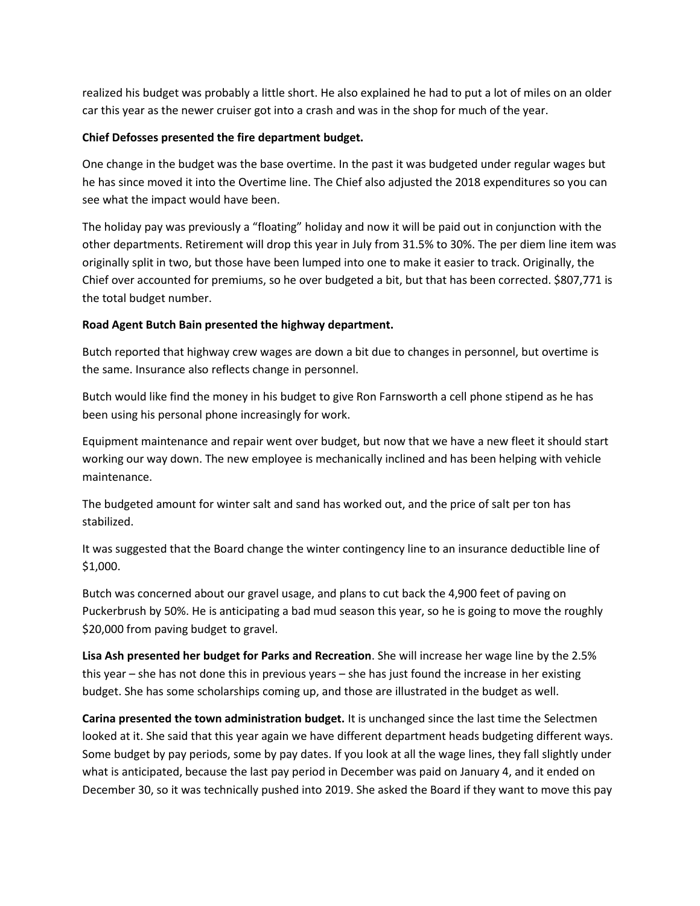realized his budget was probably a little short. He also explained he had to put a lot of miles on an older car this year as the newer cruiser got into a crash and was in the shop for much of the year.

**Chief Defosses presented the fire department budget.**

One change in the budget was the base overtime. In the past it was budgeted under regular wages but he has since moved it into the Overtime line. The Chief also adjusted the 2018 expenditures so you can see what the impact would have been.

The holiday pay was previously a "floating" holiday and now it will be paid out in conjunction with the other departments. Retirement will drop this year in July from 31.5% to 30%. The per diem line item was originally split in two, but those have been lumped into one to make it easier to track. Originally, the Chief over accounted for premiums, so he over budgeted a bit, but that has been corrected. $807,771 is the total budget number.

**Road Agent Butch Bain presented the highway department.**

Butch reported that highway crew wages are down a bit due to changes in personnel, but overtime is the same. Insurance also reflects change in personnel.

Butch would like find the money in his budget to give Ron Farnsworth a cell phone stipend as he has been using his personal phone increasingly for work.

Equipment maintenance and repair went over budget, but now that we have a new fleet it should start working our way down. The new employee is mechanically inclined and has been helping with vehicle maintenance.

The budgeted amount for winter salt and sand has worked out, and the price of salt per ton has stabilized.

It was suggested that the Board change the winter contingency line to an insurance deductible line of $1,000.

Butch was concerned about our gravel usage, and plans to cut back the 4,900 feet of paving on Puckerbrush by 50%. He is anticipating a bad mud season this year, so he is going to move the roughly $20,000 from paving budget to gravel.

**Lisa Ash presented her budget for Parks and Recreation**. She will increase her wage line by the 2.5% this year – she has not done this in previous years – she has just found the increase in her existing budget. She has some scholarships coming up, and those are illustrated in the budget as well.

**Carina presented the town administration budget.** It is unchanged since the last time the Selectmen looked at it. She said that this year again we have different department heads budgeting different ways. Some budget by pay periods, some by pay dates. If you look at all the wage lines, they fall slightly under what is anticipated, because the last pay period in December was paid on January 4, and it ended on December 30, so it was technically pushed into 2019. She asked the Board if they want to move this pay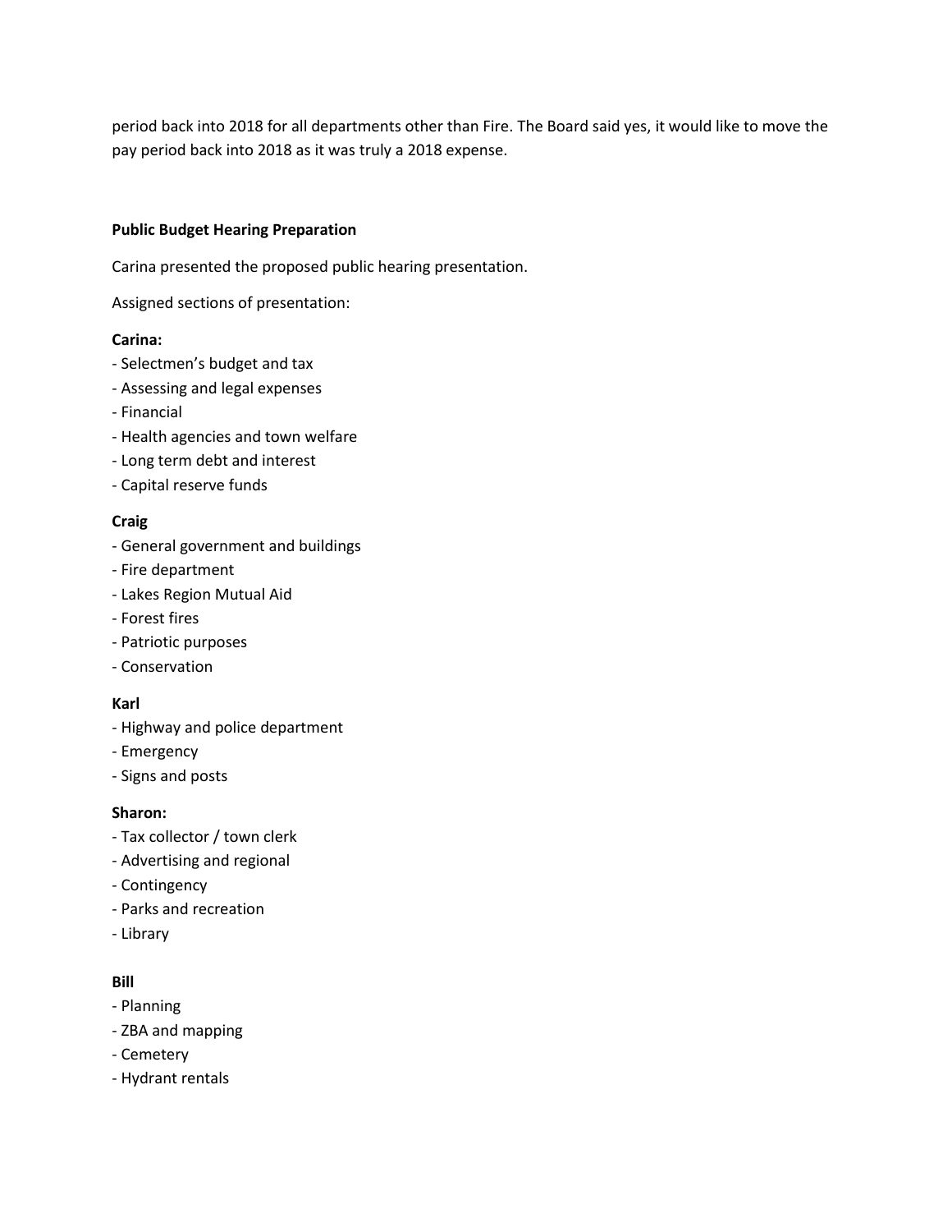period back into 2018 for all departments other than Fire. The Board said yes, it would like to move the pay period back into 2018 as it was truly a 2018 expense.

**Public Budget Hearing Preparation**

Carina presented the proposed public hearing presentation.

Assigned sections of presentation:

**Carina:**

- Selectmen's budget and tax
- Assessing and legal expenses
- Financial
- Health agencies and town welfare
- Long term debt and interest
- Capital reserve funds

**Craig**

- General government and buildings
- Fire department
- Lakes Region Mutual Aid
- Forest fires
- Patriotic purposes
- Conservation

**Karl**

- Highway and police department
- Emergency
- Signs and posts

**Sharon:**

- Tax collector / town clerk
- Advertising and regional
- Contingency
- Parks and recreation
- Library

**Bill**

- Planning
- ZBA and mapping
- Cemetery
- Hydrant rentals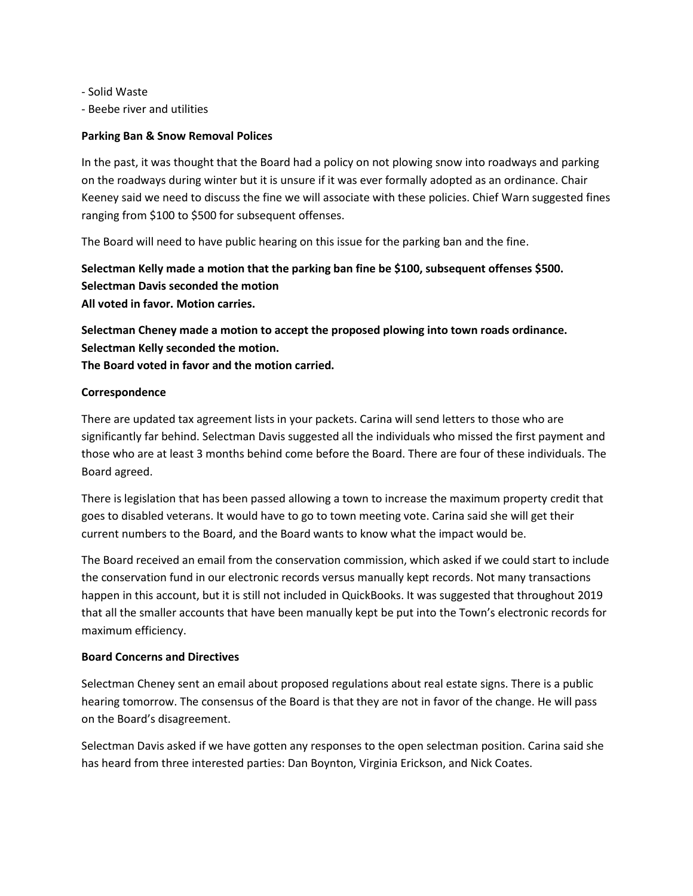- Solid Waste
- Beebe river and utilities

**Parking Ban & Snow Removal Polices**

In the past, it was thought that the Board had a policy on not plowing snow into roadways and parking on the roadways during winter but it is unsure if it was ever formally adopted as an ordinance. Chair Keeney said we need to discuss the fine we will associate with these policies. Chief Warn suggested fines ranging from $100 to $500 for subsequent offenses.

The Board will need to have public hearing on this issue for the parking ban and the fine.

**Selectman Kelly made a motion that the parking ban fine be $100, subsequent offenses $500.**
**Selectman Davis seconded the motion**
**All voted in favor. Motion carries.**

**Selectman Cheney made a motion to accept the proposed plowing into town roads ordinance.**
**Selectman Kelly seconded the motion.**
**The Board voted in favor and the motion carried.**

**Correspondence**

There are updated tax agreement lists in your packets. Carina will send letters to those who are significantly far behind. Selectman Davis suggested all the individuals who missed the first payment and those who are at least 3 months behind come before the Board. There are four of these individuals. The Board agreed.

There is legislation that has been passed allowing a town to increase the maximum property credit that goes to disabled veterans. It would have to go to town meeting vote. Carina said she will get their current numbers to the Board, and the Board wants to know what the impact would be.

The Board received an email from the conservation commission, which asked if we could start to include the conservation fund in our electronic records versus manually kept records. Not many transactions happen in this account, but it is still not included in QuickBooks. It was suggested that throughout 2019 that all the smaller accounts that have been manually kept be put into the Town's electronic records for maximum efficiency.

**Board Concerns and Directives**

Selectman Cheney sent an email about proposed regulations about real estate signs. There is a public hearing tomorrow. The consensus of the Board is that they are not in favor of the change. He will pass on the Board's disagreement.

Selectman Davis asked if we have gotten any responses to the open selectman position. Carina said she has heard from three interested parties: Dan Boynton, Virginia Erickson, and Nick Coates.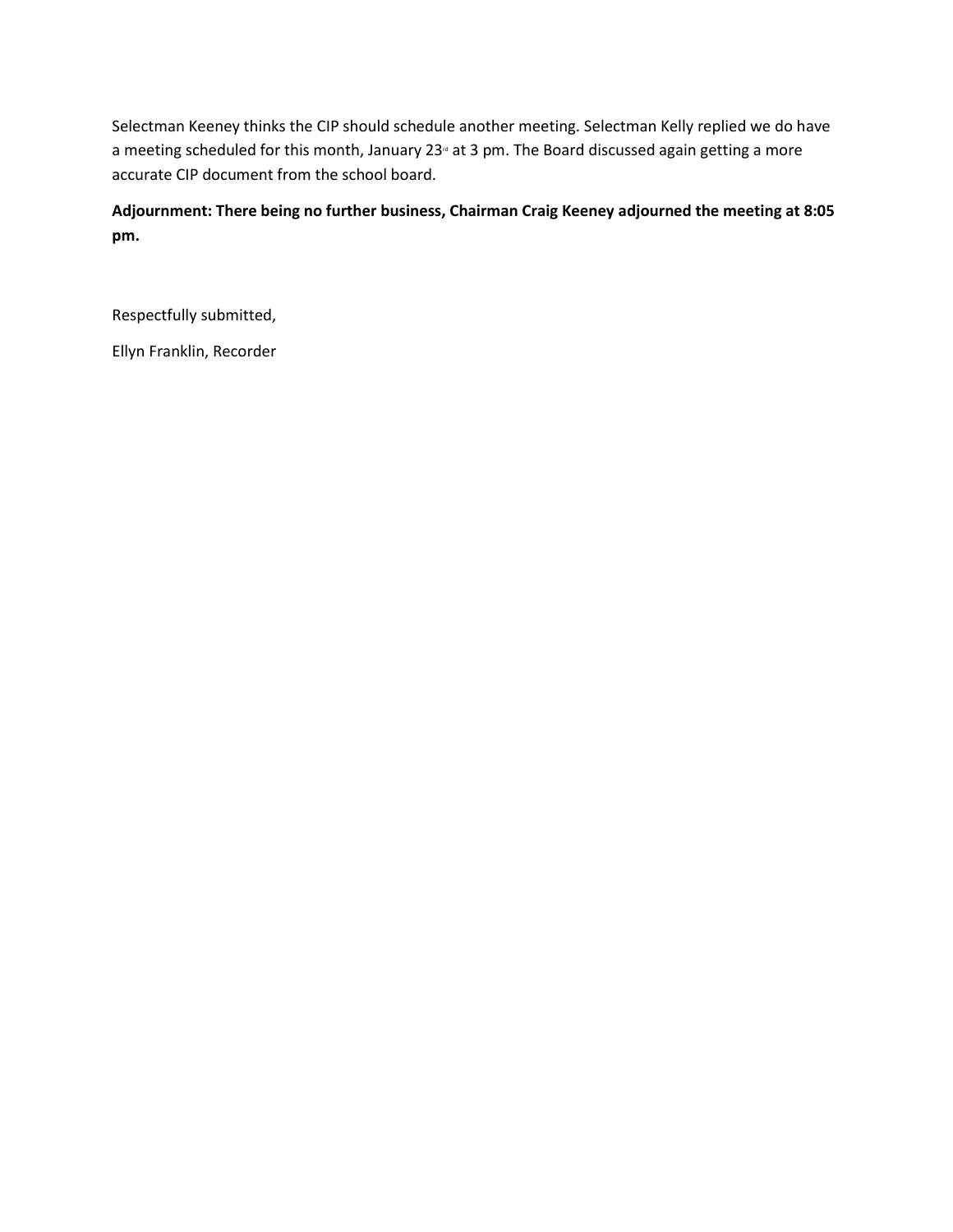Selectman Keeney thinks the CIP should schedule another meeting. Selectman Kelly replied we do have a meeting scheduled for this month, January 23rd at 3 pm. The Board discussed again getting a more accurate CIP document from the school board.

**Adjournment: There being no further business, Chairman Craig Keeney adjourned the meeting at 8:05 pm.**

Respectfully submitted,

Ellyn Franklin, Recorder